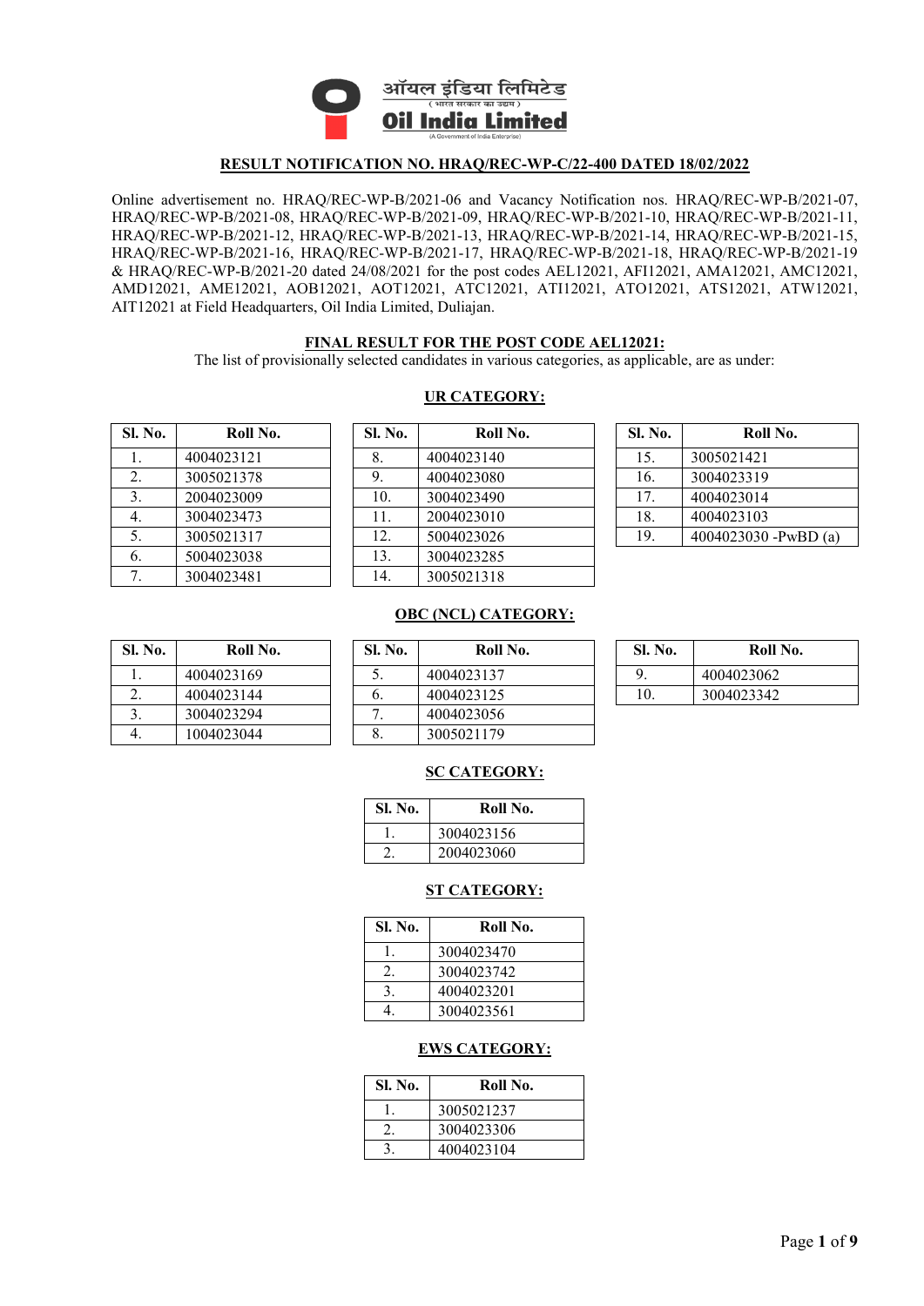ऑयल इंडिया लिमिटेड
( भारत सरकार का उद्यम )
**Oil India Limited**
(A Government of India Enterprise)

**RESULT NOTIFICATION NO. HRAQ/REC-WP-C/22-400 DATED 18/02/2022**

Online advertisement no. HRAQ/REC-WP-B/2021-06 and Vacancy Notification nos. HRAQ/REC-WP-B/2021-07, HRAQ/REC-WP-B/2021-08, HRAQ/REC-WP-B/2021-09, HRAQ/REC-WP-B/2021-10, HRAQ/REC-WP-B/2021-11, HRAQ/REC-WP-B/2021-12, HRAQ/REC-WP-B/2021-13, HRAQ/REC-WP-B/2021-14, HRAQ/REC-WP-B/2021-15, HRAQ/REC-WP-B/2021-16, HRAQ/REC-WP-B/2021-17, HRAQ/REC-WP-B/2021-18, HRAQ/REC-WP-B/2021-19 & HRAQ/REC-WP-B/2021-20 dated 24/08/2021 for the post codes AEL12021, AFI12021, AMA12021, AMC12021, AMD12021, AME12021, AOB12021, AOT12021, ATC12021, ATI12021, ATO12021, ATS12021, ATW12021, AIT12021 at Field Headquarters, Oil India Limited, Duliajan.

**FINAL RESULT FOR THE POST CODE AEL12021:**

The list of provisionally selected candidates in various categories, as applicable, are as under:

**UR CATEGORY:**

| Sl. No. | Roll No. |
|---|---|
| 1. | 4004023121 |
| 2. | 3005021378 |
| 3. | 2004023009 |
| 4. | 3004023473 |
| 5. | 3005021317 |
| 6. | 5004023038 |
| 7. | 3004023481 |
| 8. | 4004023140 |
| 9. | 4004023080 |
| 10. | 3004023490 |
| 11. | 2004023010 |
| 12. | 5004023026 |
| 13. | 3004023285 |
| 14. | 3005021318 |
| 15. | 3005021421 |
| 16. | 3004023319 |
| 17. | 4004023014 |
| 18. | 4004023103 |
| 19. | 4004023030 -PwBD (a) |

**OBC (NCL) CATEGORY:**

| Sl. No. | Roll No. |
|---|---|
| 1. | 4004023169 |
| 2. | 4004023144 |
| 3. | 3004023294 |
| 4. | 1004023044 |
| 5. | 4004023137 |
| 6. | 4004023125 |
| 7. | 4004023056 |
| 8. | 3005021179 |
| 9. | 4004023062 |
| 10. | 3004023342 |

**SC CATEGORY:**

| Sl. No. | Roll No. |
|---|---|
| 1. | 3004023156 |
| 2. | 2004023060 |

**ST CATEGORY:**

| Sl. No. | Roll No. |
|---|---|
| 1. | 3004023470 |
| 2. | 3004023742 |
| 3. | 4004023201 |
| 4. | 3004023561 |

**EWS CATEGORY:**

| Sl. No. | Roll No. |
|---|---|
| 1. | 3005021237 |
| 2. | 3004023306 |
| 3. | 4004023104 |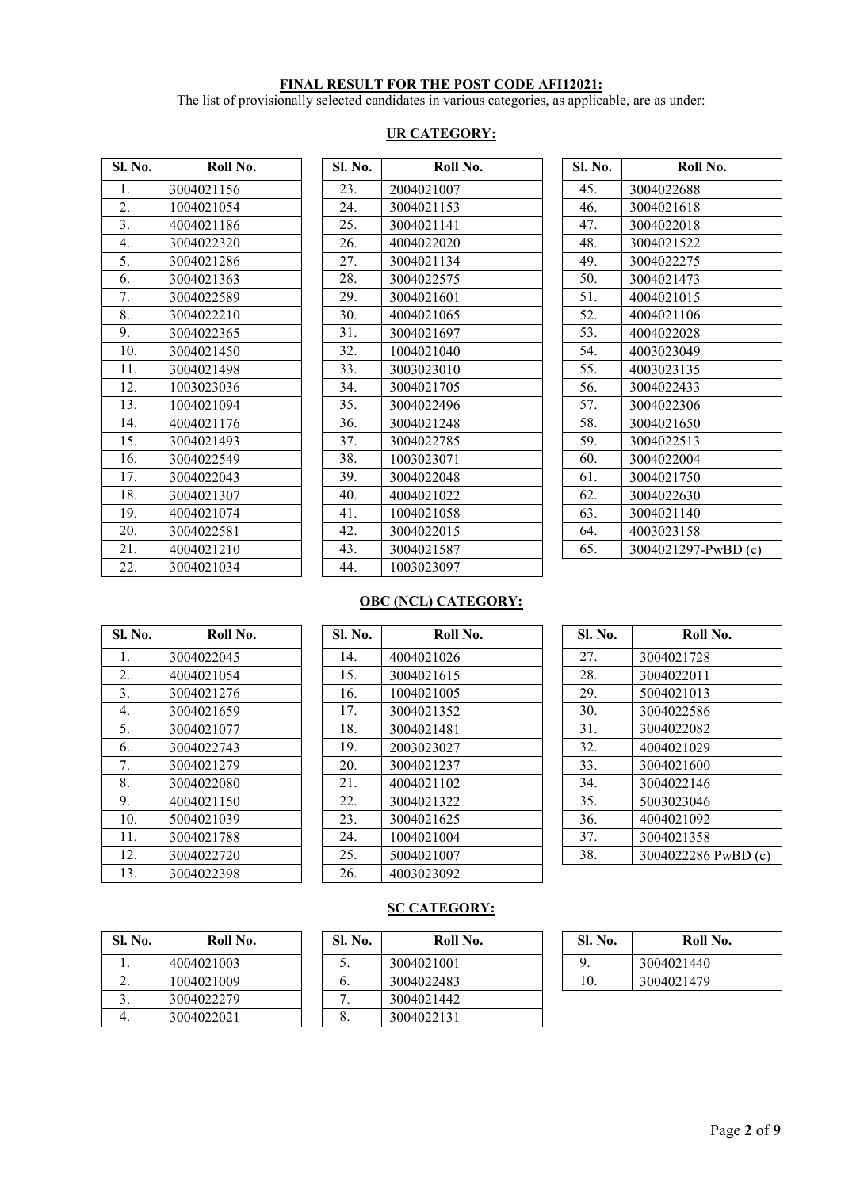**FINAL RESULT FOR THE POST CODE AFI12021:**

The list of provisionally selected candidates in various categories, as applicable, are as under:

**UR CATEGORY:**

| Sl. No. | Roll No. | Sl. No. | Roll No. | Sl. No. | Roll No. |
|---|---|---|---|---|---|
| 1. | 3004021156 | 23. | 2004021007 | 45. | 3004022688 |
| 2. | 1004021054 | 24. | 3004021153 | 46. | 3004021618 |
| 3. | 4004021186 | 25. | 3004021141 | 47. | 3004022018 |
| 4. | 3004022320 | 26. | 4004022020 | 48. | 3004021522 |
| 5. | 3004021286 | 27. | 3004021134 | 49. | 3004022275 |
| 6. | 3004021363 | 28. | 3004022575 | 50. | 3004021473 |
| 7. | 3004022589 | 29. | 3004021601 | 51. | 4004021015 |
| 8. | 3004022210 | 30. | 4004021065 | 52. | 4004021106 |
| 9. | 3004022365 | 31. | 3004021697 | 53. | 4004022028 |
| 10. | 3004021450 | 32. | 1004021040 | 54. | 4003023049 |
| 11. | 3004021498 | 33. | 3003023010 | 55. | 4003023135 |
| 12. | 1003023036 | 34. | 3004021705 | 56. | 3004022433 |
| 13. | 1004021094 | 35. | 3004022496 | 57. | 3004022306 |
| 14. | 4004021176 | 36. | 3004021248 | 58. | 3004021650 |
| 15. | 3004021493 | 37. | 3004022785 | 59. | 3004022513 |
| 16. | 3004022549 | 38. | 1003023071 | 60. | 3004022004 |
| 17. | 3004022043 | 39. | 3004022048 | 61. | 3004021750 |
| 18. | 3004021307 | 40. | 4004021022 | 62. | 3004022630 |
| 19. | 4004021074 | 41. | 1004021058 | 63. | 3004021140 |
| 20. | 3004022581 | 42. | 3004022015 | 64. | 4003023158 |
| 21. | 4004021210 | 43. | 3004021587 | 65. | 3004021297-PwBD (c) |
| 22. | 3004021034 | 44. | 1003023097 | | |

**OBC (NCL) CATEGORY:**

| Sl. No. | Roll No. | Sl. No. | Roll No. | Sl. No. | Roll No. |
|---|---|---|---|---|---|
| 1. | 3004022045 | 14. | 4004021026 | 27. | 3004021728 |
| 2. | 4004021054 | 15. | 3004021615 | 28. | 3004022011 |
| 3. | 3004021276 | 16. | 1004021005 | 29. | 5004021013 |
| 4. | 3004021659 | 17. | 3004021352 | 30. | 3004022586 |
| 5. | 3004021077 | 18. | 3004021481 | 31. | 3004022082 |
| 6. | 3004022743 | 19. | 2003023027 | 32. | 4004021029 |
| 7. | 3004021279 | 20. | 3004021237 | 33. | 3004021600 |
| 8. | 3004022080 | 21. | 4004021102 | 34. | 3004022146 |
| 9. | 4004021150 | 22. | 3004021322 | 35. | 5003023046 |
| 10. | 5004021039 | 23. | 3004021625 | 36. | 4004021092 |
| 11. | 3004021788 | 24. | 1004021004 | 37. | 3004021358 |
| 12. | 3004022720 | 25. | 5004021007 | 38. | 3004022286 PwBD (c) |
| 13. | 3004022398 | 26. | 4003023092 | | |

**SC CATEGORY:**

| Sl. No. | Roll No. | Sl. No. | Roll No. | Sl. No. | Roll No. |
|---|---|---|---|---|---|
| 1. | 4004021003 | 5. | 3004021001 | 9. | 3004021440 |
| 2. | 1004021009 | 6. | 3004022483 | 10. | 3004021479 |
| 3. | 3004022279 | 7. | 3004021442 | | |
| 4. | 3004022021 | 8. | 3004022131 | | |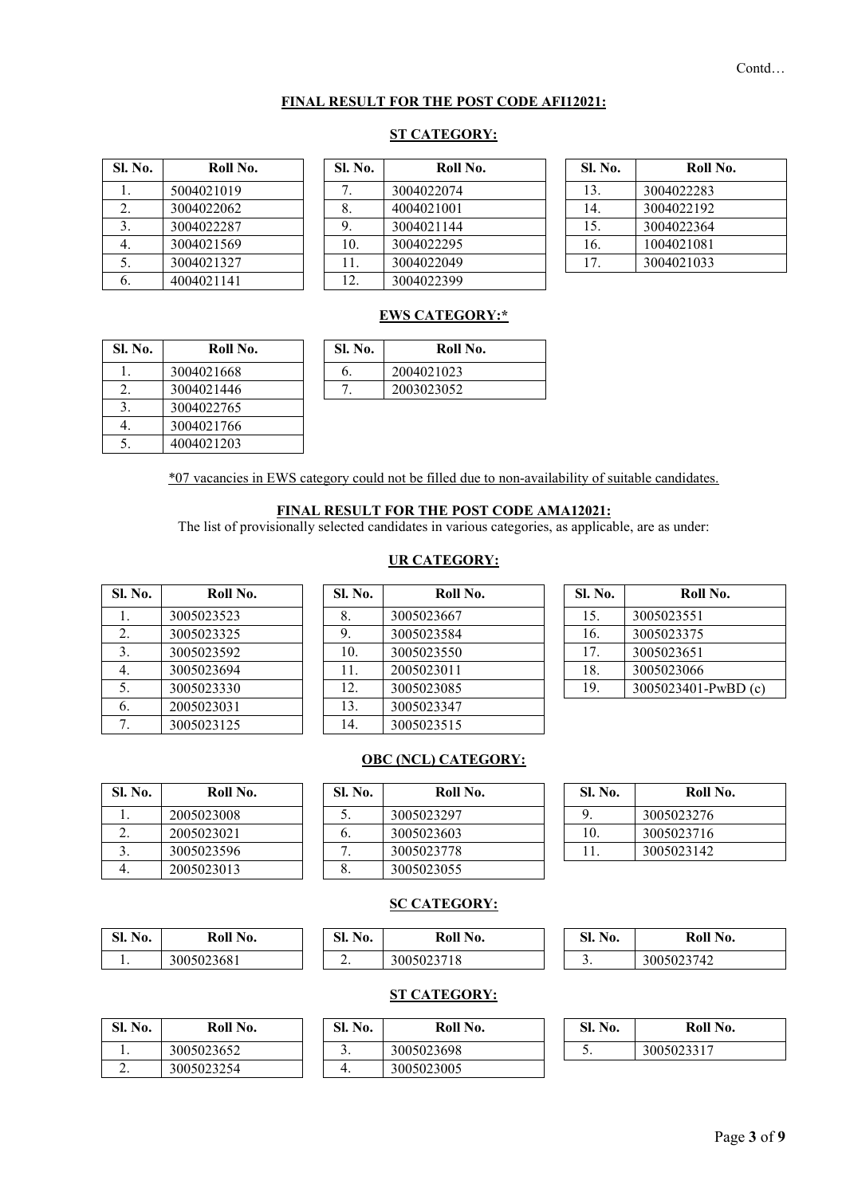Contd…

## FINAL RESULT FOR THE POST CODE AFI12021:

### ST CATEGORY:

| Sl. No. | Roll No. |
|---|---|
| 1. | 5004021019 |
| 2. | 3004022062 |
| 3. | 3004022287 |
| 4. | 3004021569 |
| 5. | 3004021327 |
| 6. | 4004021141 |
| 7. | 3004022074 |
| 8. | 4004021001 |
| 9. | 3004021144 |
| 10. | 3004022295 |
| 11. | 3004022049 |
| 12. | 3004022399 |
| 13. | 3004022283 |
| 14. | 3004022192 |
| 15. | 3004022364 |
| 16. | 1004021081 |
| 17. | 3004021033 |

### EWS CATEGORY:*

| Sl. No. | Roll No. |
|---|---|
| 1. | 3004021668 |
| 2. | 3004021446 |
| 3. | 3004022765 |
| 4. | 3004021766 |
| 5. | 4004021203 |
| 6. | 2004021023 |
| 7. | 2003023052 |

*07 vacancies in EWS category could not be filled due to non-availability of suitable candidates.

## FINAL RESULT FOR THE POST CODE AMA12021:

The list of provisionally selected candidates in various categories, as applicable, are as under:

### UR CATEGORY:

| Sl. No. | Roll No. |
|---|---|
| 1. | 3005023523 |
| 2. | 3005023325 |
| 3. | 3005023592 |
| 4. | 3005023694 |
| 5. | 3005023330 |
| 6. | 2005023031 |
| 7. | 3005023125 |
| 8. | 3005023667 |
| 9. | 3005023584 |
| 10. | 3005023550 |
| 11. | 2005023011 |
| 12. | 3005023085 |
| 13. | 3005023347 |
| 14. | 3005023515 |
| 15. | 3005023551 |
| 16. | 3005023375 |
| 17. | 3005023651 |
| 18. | 3005023066 |
| 19. | 3005023401-PwBD (c) |

### OBC (NCL) CATEGORY:

| Sl. No. | Roll No. |
|---|---|
| 1. | 2005023008 |
| 2. | 2005023021 |
| 3. | 3005023596 |
| 4. | 2005023013 |
| 5. | 3005023297 |
| 6. | 3005023603 |
| 7. | 3005023778 |
| 8. | 3005023055 |
| 9. | 3005023276 |
| 10. | 3005023716 |
| 11. | 3005023142 |

### SC CATEGORY:

| Sl. No. | Roll No. |
|---|---|
| 1. | 3005023681 |
| 2. | 3005023718 |
| 3. | 3005023742 |

### ST CATEGORY:

| Sl. No. | Roll No. |
|---|---|
| 1. | 3005023652 |
| 2. | 3005023254 |
| 3. | 3005023698 |
| 4. | 3005023005 |
| 5. | 3005023317 |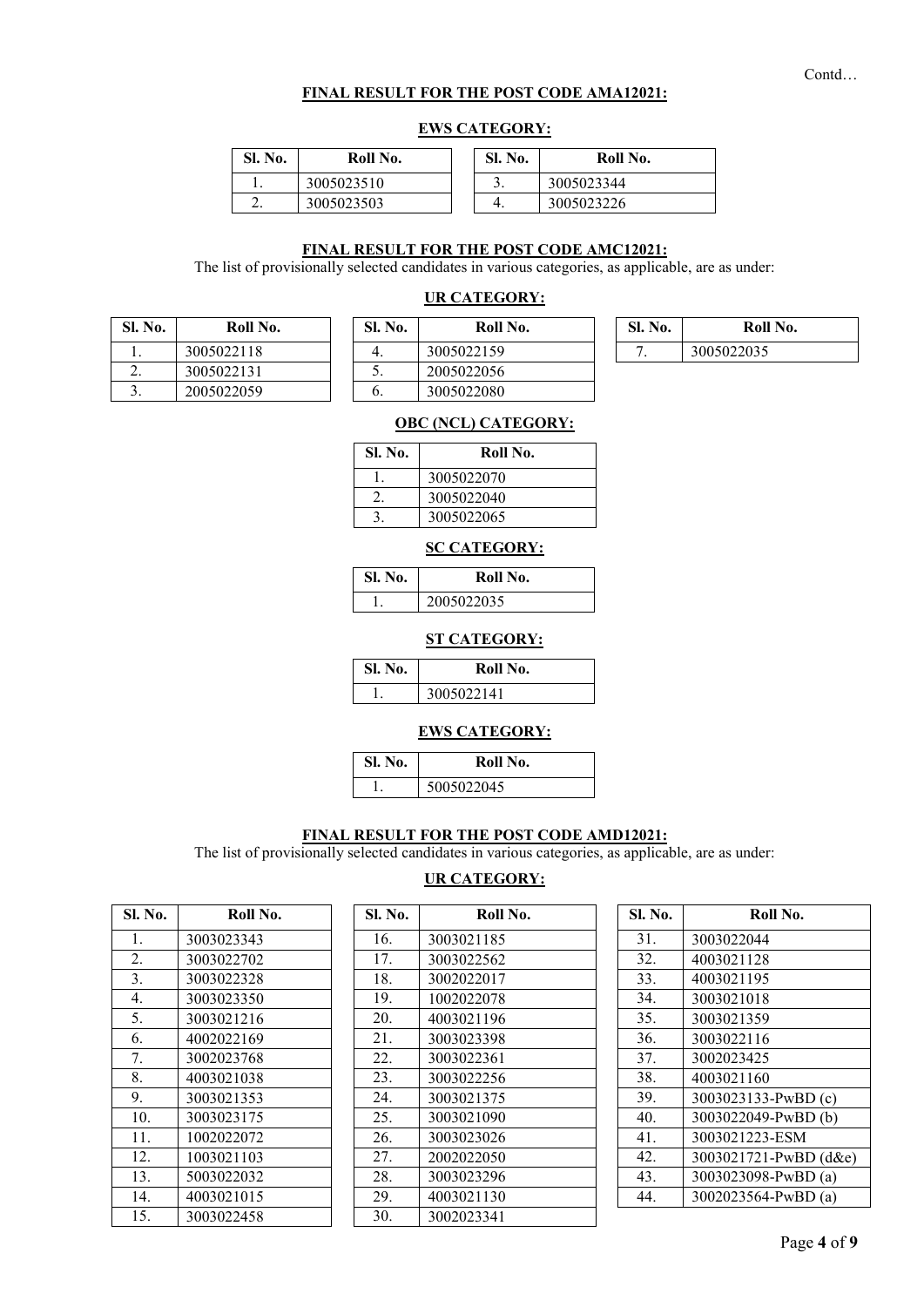Contd…

## FINAL RESULT FOR THE POST CODE AMA12021:

### EWS CATEGORY:

| Sl. No. | Roll No. |
|---|---|
| 1. | 3005023510 |
| 2. | 3005023503 |
| 3. | 3005023344 |
| 4. | 3005023226 |

## FINAL RESULT FOR THE POST CODE AMC12021:

The list of provisionally selected candidates in various categories, as applicable, are as under:

### UR CATEGORY:

| Sl. No. | Roll No. |
|---|---|
| 1. | 3005022118 |
| 2. | 3005022131 |
| 3. | 2005022059 |
| 4. | 3005022159 |
| 5. | 2005022056 |
| 6. | 3005022080 |
| 7. | 3005022035 |

### OBC (NCL) CATEGORY:

| Sl. No. | Roll No. |
|---|---|
| 1. | 3005022070 |
| 2. | 3005022040 |
| 3. | 3005022065 |

### SC CATEGORY:

| Sl. No. | Roll No. |
|---|---|
| 1. | 2005022035 |

### ST CATEGORY:

| Sl. No. | Roll No. |
|---|---|
| 1. | 3005022141 |

### EWS CATEGORY:

| Sl. No. | Roll No. |
|---|---|
| 1. | 5005022045 |

## FINAL RESULT FOR THE POST CODE AMD12021:

The list of provisionally selected candidates in various categories, as applicable, are as under:

### UR CATEGORY:

| Sl. No. | Roll No. |
|---|---|
| 1. | 3003023343 |
| 2. | 3003022702 |
| 3. | 3003022328 |
| 4. | 3003023350 |
| 5. | 3003021216 |
| 6. | 4002022169 |
| 7. | 3002023768 |
| 8. | 4003021038 |
| 9. | 3003021353 |
| 10. | 3003023175 |
| 11. | 1002022072 |
| 12. | 1003021103 |
| 13. | 5003022032 |
| 14. | 4003021015 |
| 15. | 3003022458 |
| 16. | 3003021185 |
| 17. | 3003022562 |
| 18. | 3002022017 |
| 19. | 1002022078 |
| 20. | 4003021196 |
| 21. | 3003023398 |
| 22. | 3003022361 |
| 23. | 3003022256 |
| 24. | 3003021375 |
| 25. | 3003021090 |
| 26. | 3003023026 |
| 27. | 2002022050 |
| 28. | 3003023296 |
| 29. | 4003021130 |
| 30. | 3002023341 |
| 31. | 3003022044 |
| 32. | 4003021128 |
| 33. | 4003021195 |
| 34. | 3003021018 |
| 35. | 3003021359 |
| 36. | 3003022116 |
| 37. | 3002023425 |
| 38. | 4003021160 |
| 39. | 3003023133-PwBD (c) |
| 40. | 3003022049-PwBD (b) |
| 41. | 3003021223-ESM |
| 42. | 3003021721-PwBD (d&e) |
| 43. | 3003023098-PwBD (a) |
| 44. | 3002023564-PwBD (a) |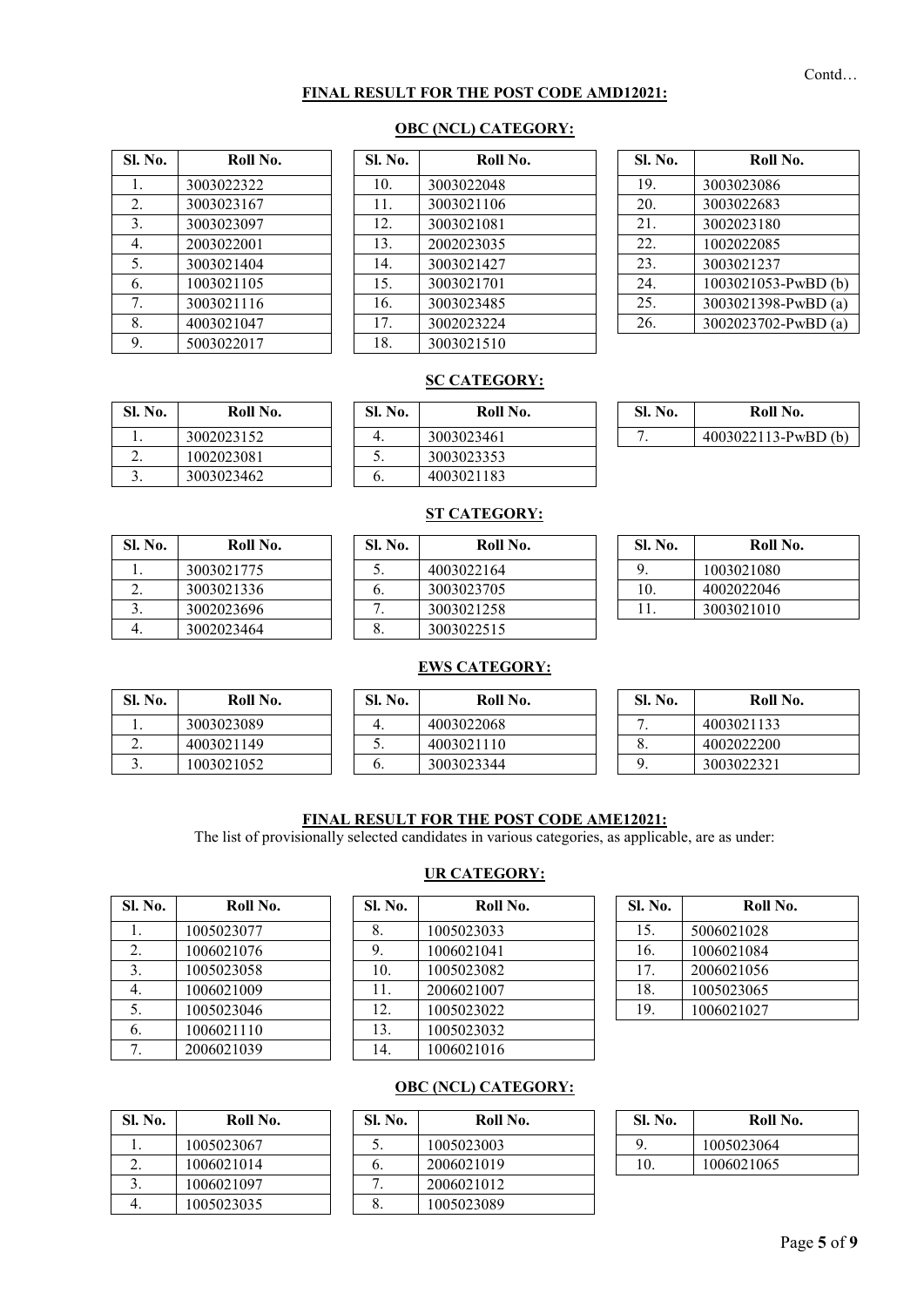Contd…

## FINAL RESULT FOR THE POST CODE AMD12021:

### OBC (NCL) CATEGORY:

| Sl. No. | Roll No. | Sl. No. | Roll No. | Sl. No. | Roll No. |
|---|---|---|---|---|---|
| 1. | 3003022322 | 10. | 3003022048 | 19. | 3003023086 |
| 2. | 3003023167 | 11. | 3003021106 | 20. | 3003022683 |
| 3. | 3003023097 | 12. | 3003021081 | 21. | 3002023180 |
| 4. | 2003022001 | 13. | 2002023035 | 22. | 1002022085 |
| 5. | 3003021404 | 14. | 3003021427 | 23. | 3003021237 |
| 6. | 1003021105 | 15. | 3003021701 | 24. | 1003021053-PwBD (b) |
| 7. | 3003021116 | 16. | 3003023485 | 25. | 3003021398-PwBD (a) |
| 8. | 4003021047 | 17. | 3002023224 | 26. | 3002023702-PwBD (a) |
| 9. | 5003022017 | 18. | 3003021510 | | |

### SC CATEGORY:

| Sl. No. | Roll No. | Sl. No. | Roll No. | Sl. No. | Roll No. |
|---|---|---|---|---|---|
| 1. | 3002023152 | 4. | 3003023461 | 7. | 4003022113-PwBD (b) |
| 2. | 1002023081 | 5. | 3003023353 | | |
| 3. | 3003023462 | 6. | 4003021183 | | |

### ST CATEGORY:

| Sl. No. | Roll No. | Sl. No. | Roll No. | Sl. No. | Roll No. |
|---|---|---|---|---|---|
| 1. | 3003021775 | 5. | 4003022164 | 9. | 1003021080 |
| 2. | 3003021336 | 6. | 3003023705 | 10. | 4002022046 |
| 3. | 3002023696 | 7. | 3003021258 | 11. | 3003021010 |
| 4. | 3002023464 | 8. | 3003022515 | | |

### EWS CATEGORY:

| Sl. No. | Roll No. | Sl. No. | Roll No. | Sl. No. | Roll No. |
|---|---|---|---|---|---|
| 1. | 3003023089 | 4. | 4003022068 | 7. | 4003021133 |
| 2. | 4003021149 | 5. | 4003021110 | 8. | 4002022200 |
| 3. | 1003021052 | 6. | 3003023344 | 9. | 3003022321 |

## FINAL RESULT FOR THE POST CODE AME12021:

The list of provisionally selected candidates in various categories, as applicable, are as under:

### UR CATEGORY:

| Sl. No. | Roll No. | Sl. No. | Roll No. | Sl. No. | Roll No. |
|---|---|---|---|---|---|
| 1. | 1005023077 | 8. | 1005023033 | 15. | 5006021028 |
| 2. | 1006021076 | 9. | 1006021041 | 16. | 1006021084 |
| 3. | 1005023058 | 10. | 1005023082 | 17. | 2006021056 |
| 4. | 1006021009 | 11. | 2006021007 | 18. | 1005023065 |
| 5. | 1005023046 | 12. | 1005023022 | 19. | 1006021027 |
| 6. | 1006021110 | 13. | 1005023032 | | |
| 7. | 2006021039 | 14. | 1006021016 | | |

### OBC (NCL) CATEGORY:

| Sl. No. | Roll No. | Sl. No. | Roll No. | Sl. No. | Roll No. |
|---|---|---|---|---|---|
| 1. | 1005023067 | 5. | 1005023003 | 9. | 1005023064 |
| 2. | 1006021014 | 6. | 2006021019 | 10. | 1006021065 |
| 3. | 1006021097 | 7. | 2006021012 | | |
| 4. | 1005023035 | 8. | 1005023089 | | |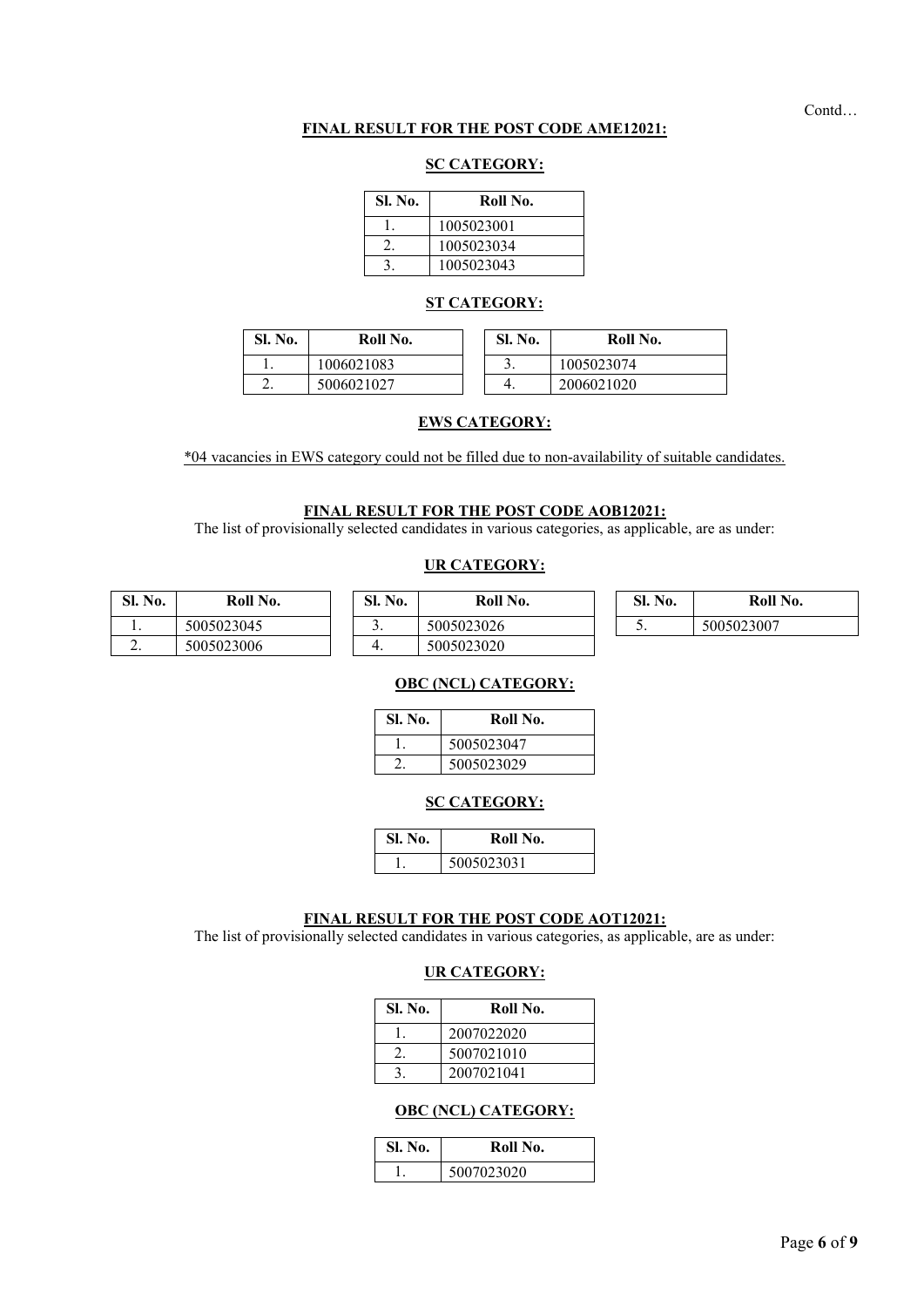Contd…

## FINAL RESULT FOR THE POST CODE AME12021:

### SC CATEGORY:

| Sl. No. | Roll No. |
|---|---|
| 1. | 1005023001 |
| 2. | 1005023034 |
| 3. | 1005023043 |

### ST CATEGORY:

| Sl. No. | Roll No. | Sl. No. | Roll No. |
|---|---|---|---|
| 1. | 1006021083 | 3. | 1005023074 |
| 2. | 5006021027 | 4. | 2006021020 |

### EWS CATEGORY:

*04 vacancies in EWS category could not be filled due to non-availability of suitable candidates.

## FINAL RESULT FOR THE POST CODE AOB12021:

The list of provisionally selected candidates in various categories, as applicable, are as under:

### UR CATEGORY:

| Sl. No. | Roll No. | Sl. No. | Roll No. | Sl. No. | Roll No. |
|---|---|---|---|---|---|
| 1. | 5005023045 | 3. | 5005023026 | 5. | 5005023007 |
| 2. | 5005023006 | 4. | 5005023020 | | |

### OBC (NCL) CATEGORY:

| Sl. No. | Roll No. |
|---|---|
| 1. | 5005023047 |
| 2. | 5005023029 |

### SC CATEGORY:

| Sl. No. | Roll No. |
|---|---|
| 1. | 5005023031 |

## FINAL RESULT FOR THE POST CODE AOT12021:

The list of provisionally selected candidates in various categories, as applicable, are as under:

### UR CATEGORY:

| Sl. No. | Roll No. |
|---|---|
| 1. | 2007022020 |
| 2. | 5007021010 |
| 3. | 2007021041 |

### OBC (NCL) CATEGORY:

| Sl. No. | Roll No. |
|---|---|
| 1. | 5007023020 |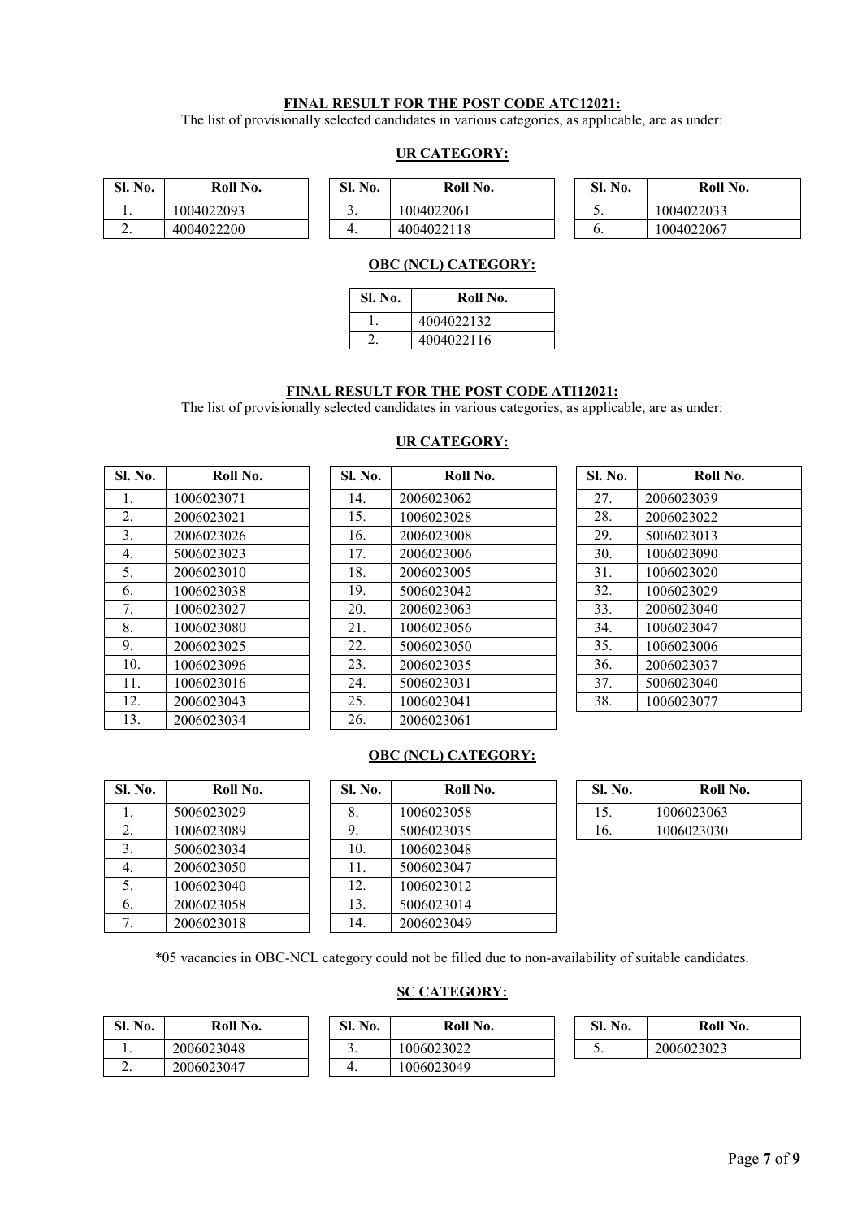**FINAL RESULT FOR THE POST CODE ATC12021:**

The list of provisionally selected candidates in various categories, as applicable, are as under:

**UR CATEGORY:**

| Sl. No. | Roll No. | Sl. No. | Roll No. | Sl. No. | Roll No. |
|---|---|---|---|---|---|
| 1. | 1004022093 | 3. | 1004022061 | 5. | 1004022033 |
| 2. | 4004022200 | 4. | 4004022118 | 6. | 1004022067 |

**OBC (NCL) CATEGORY:**

| Sl. No. | Roll No. |
|---|---|
| 1. | 4004022132 |
| 2. | 4004022116 |

**FINAL RESULT FOR THE POST CODE ATI12021:**

The list of provisionally selected candidates in various categories, as applicable, are as under:

**UR CATEGORY:**

| Sl. No. | Roll No. | Sl. No. | Roll No. | Sl. No. | Roll No. |
|---|---|---|---|---|---|
| 1. | 1006023071 | 14. | 2006023062 | 27. | 2006023039 |
| 2. | 2006023021 | 15. | 1006023028 | 28. | 2006023022 |
| 3. | 2006023026 | 16. | 2006023008 | 29. | 5006023013 |
| 4. | 5006023023 | 17. | 2006023006 | 30. | 1006023090 |
| 5. | 2006023010 | 18. | 2006023005 | 31. | 1006023020 |
| 6. | 1006023038 | 19. | 5006023042 | 32. | 1006023029 |
| 7. | 1006023027 | 20. | 2006023063 | 33. | 2006023040 |
| 8. | 1006023080 | 21. | 1006023056 | 34. | 1006023047 |
| 9. | 2006023025 | 22. | 5006023050 | 35. | 1006023006 |
| 10. | 1006023096 | 23. | 2006023035 | 36. | 2006023037 |
| 11. | 1006023016 | 24. | 5006023031 | 37. | 5006023040 |
| 12. | 2006023043 | 25. | 1006023041 | 38. | 1006023077 |
| 13. | 2006023034 | 26. | 2006023061 | | |

**OBC (NCL) CATEGORY:**

| Sl. No. | Roll No. | Sl. No. | Roll No. | Sl. No. | Roll No. |
|---|---|---|---|---|---|
| 1. | 5006023029 | 8. | 1006023058 | 15. | 1006023063 |
| 2. | 1006023089 | 9. | 5006023035 | 16. | 1006023030 |
| 3. | 5006023034 | 10. | 1006023048 | | |
| 4. | 2006023050 | 11. | 5006023047 | | |
| 5. | 1006023040 | 12. | 1006023012 | | |
| 6. | 2006023058 | 13. | 5006023014 | | |
| 7. | 2006023018 | 14. | 2006023049 | | |

*05 vacancies in OBC-NCL category could not be filled due to non-availability of suitable candidates.

**SC CATEGORY:**

| Sl. No. | Roll No. | Sl. No. | Roll No. | Sl. No. | Roll No. |
|---|---|---|---|---|---|
| 1. | 2006023048 | 3. | 1006023022 | 5. | 2006023023 |
| 2. | 2006023047 | 4. | 1006023049 | | |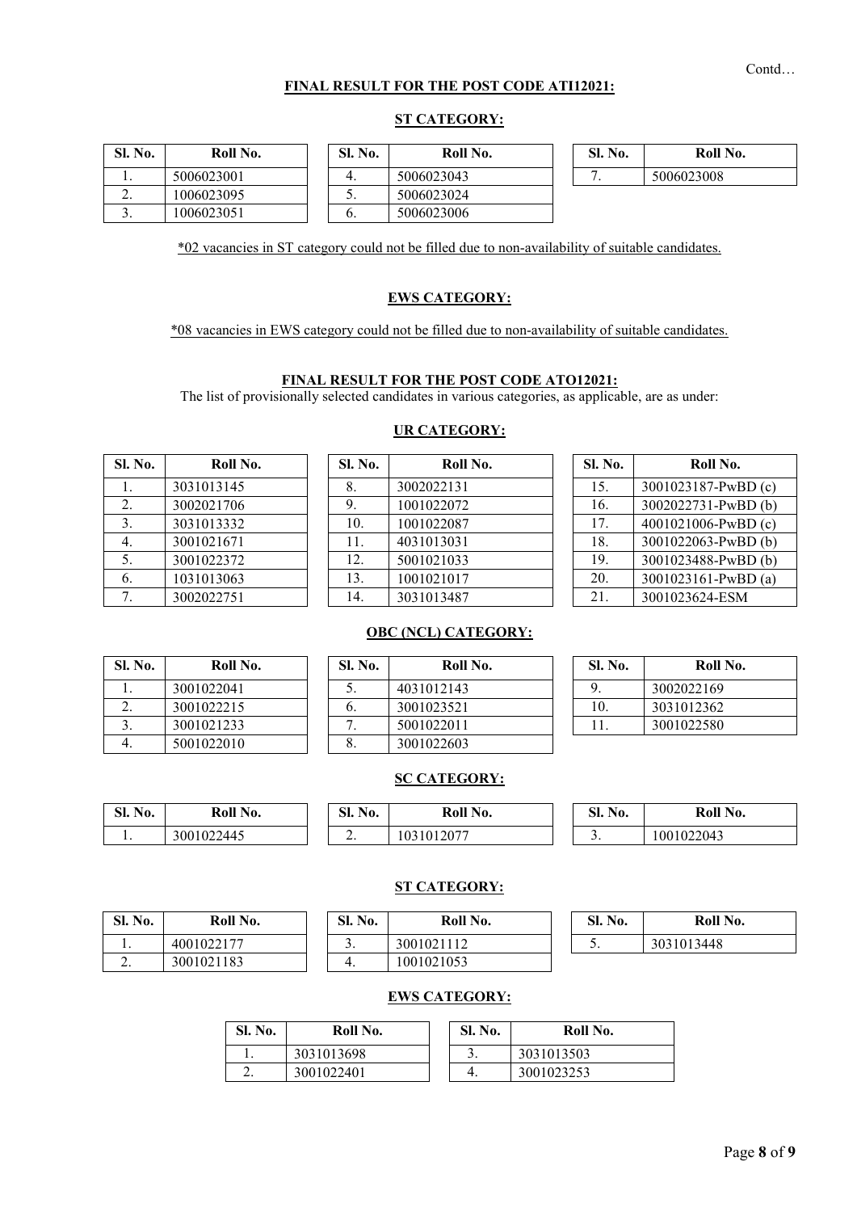Contd…

**FINAL RESULT FOR THE POST CODE ATI12021:**

**ST CATEGORY:**

| Sl. No. | Roll No. |
|---|---|
| 1. | 5006023001 |
| 2. | 1006023095 |
| 3. | 1006023051 |
| 4. | 5006023043 |
| 5. | 5006023024 |
| 6. | 5006023006 |
| 7. | 5006023008 |

*02 vacancies in ST category could not be filled due to non-availability of suitable candidates.

**EWS CATEGORY:**

*08 vacancies in EWS category could not be filled due to non-availability of suitable candidates.

**FINAL RESULT FOR THE POST CODE ATO12021:**

The list of provisionally selected candidates in various categories, as applicable, are as under:

**UR CATEGORY:**

| Sl. No. | Roll No. |
|---|---|
| 1. | 3031013145 |
| 2. | 3002021706 |
| 3. | 3031013332 |
| 4. | 3001021671 |
| 5. | 3001022372 |
| 6. | 1031013063 |
| 7. | 3002022751 |
| 8. | 3002022131 |
| 9. | 1001022072 |
| 10. | 1001022087 |
| 11. | 4031013031 |
| 12. | 5001021033 |
| 13. | 1001021017 |
| 14. | 3031013487 |
| 15. | 3001023187-PwBD (c) |
| 16. | 3002022731-PwBD (b) |
| 17. | 4001021006-PwBD (c) |
| 18. | 3001022063-PwBD (b) |
| 19. | 3001023488-PwBD (b) |
| 20. | 3001023161-PwBD (a) |
| 21. | 3001023624-ESM |

**OBC (NCL) CATEGORY:**

| Sl. No. | Roll No. |
|---|---|
| 1. | 3001022041 |
| 2. | 3001022215 |
| 3. | 3001021233 |
| 4. | 5001022010 |
| 5. | 4031012143 |
| 6. | 3001023521 |
| 7. | 5001022011 |
| 8. | 3001022603 |
| 9. | 3002022169 |
| 10. | 3031012362 |
| 11. | 3001022580 |

**SC CATEGORY:**

| Sl. No. | Roll No. |
|---|---|
| 1. | 3001022445 |
| 2. | 1031012077 |
| 3. | 1001022043 |

**ST CATEGORY:**

| Sl. No. | Roll No. |
|---|---|
| 1. | 4001022177 |
| 2. | 3001021183 |
| 3. | 3001021112 |
| 4. | 1001021053 |
| 5. | 3031013448 |

**EWS CATEGORY:**

| Sl. No. | Roll No. |
|---|---|
| 1. | 3031013698 |
| 2. | 3001022401 |
| 3. | 3031013503 |
| 4. | 3001023253 |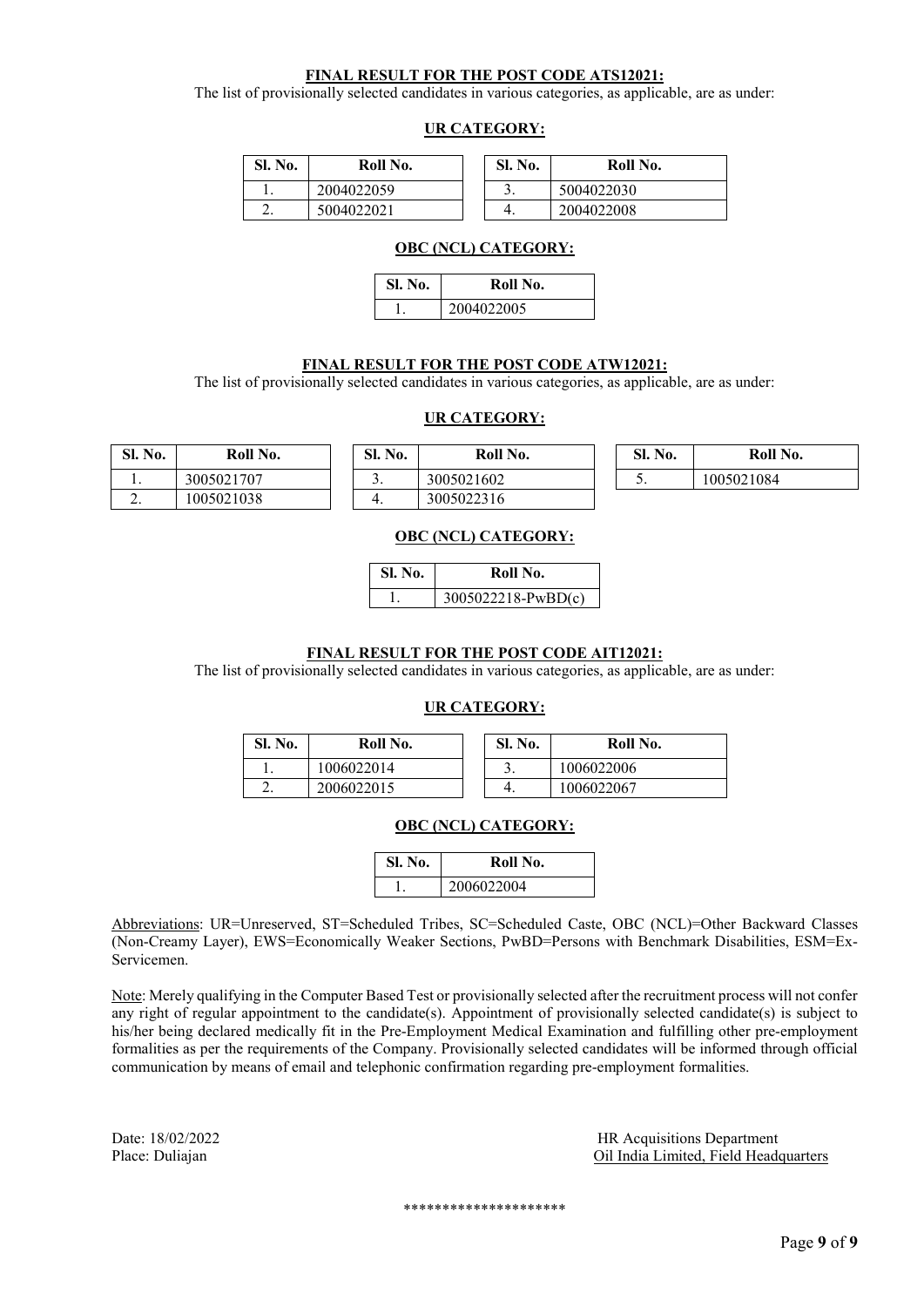**FINAL RESULT FOR THE POST CODE ATS12021:**

The list of provisionally selected candidates in various categories, as applicable, are as under:

**UR CATEGORY:**

| Sl. No. | Roll No. |
|---|---|
| 1. | 2004022059 |
| 2. | 5004022021 |
| 3. | 5004022030 |
| 4. | 2004022008 |

**OBC (NCL) CATEGORY:**

| Sl. No. | Roll No. |
|---|---|
| 1. | 2004022005 |

**FINAL RESULT FOR THE POST CODE ATW12021:**

The list of provisionally selected candidates in various categories, as applicable, are as under:

**UR CATEGORY:**

| Sl. No. | Roll No. |
|---|---|
| 1. | 3005021707 |
| 2. | 1005021038 |
| 3. | 3005021602 |
| 4. | 3005022316 |
| 5. | 1005021084 |

**OBC (NCL) CATEGORY:**

| Sl. No. | Roll No. |
|---|---|
| 1. | 3005022218-PwBD(c) |

**FINAL RESULT FOR THE POST CODE AIT12021:**

The list of provisionally selected candidates in various categories, as applicable, are as under:

**UR CATEGORY:**

| Sl. No. | Roll No. |
|---|---|
| 1. | 1006022014 |
| 2. | 2006022015 |
| 3. | 1006022006 |
| 4. | 1006022067 |

**OBC (NCL) CATEGORY:**

| Sl. No. | Roll No. |
|---|---|
| 1. | 2006022004 |

Abbreviations: UR=Unreserved, ST=Scheduled Tribes, SC=Scheduled Caste, OBC (NCL)=Other Backward Classes (Non-Creamy Layer), EWS=Economically Weaker Sections, PwBD=Persons with Benchmark Disabilities, ESM=Ex-Servicemen.

Note: Merely qualifying in the Computer Based Test or provisionally selected after the recruitment process will not confer any right of regular appointment to the candidate(s). Appointment of provisionally selected candidate(s) is subject to his/her being declared medically fit in the Pre-Employment Medical Examination and fulfilling other pre-employment formalities as per the requirements of the Company. Provisionally selected candidates will be informed through official communication by means of email and telephonic confirmation regarding pre-employment formalities.

Date: 18/02/2022
Place: Duliajan

HR Acquisitions Department
Oil India Limited, Field Headquarters

********************